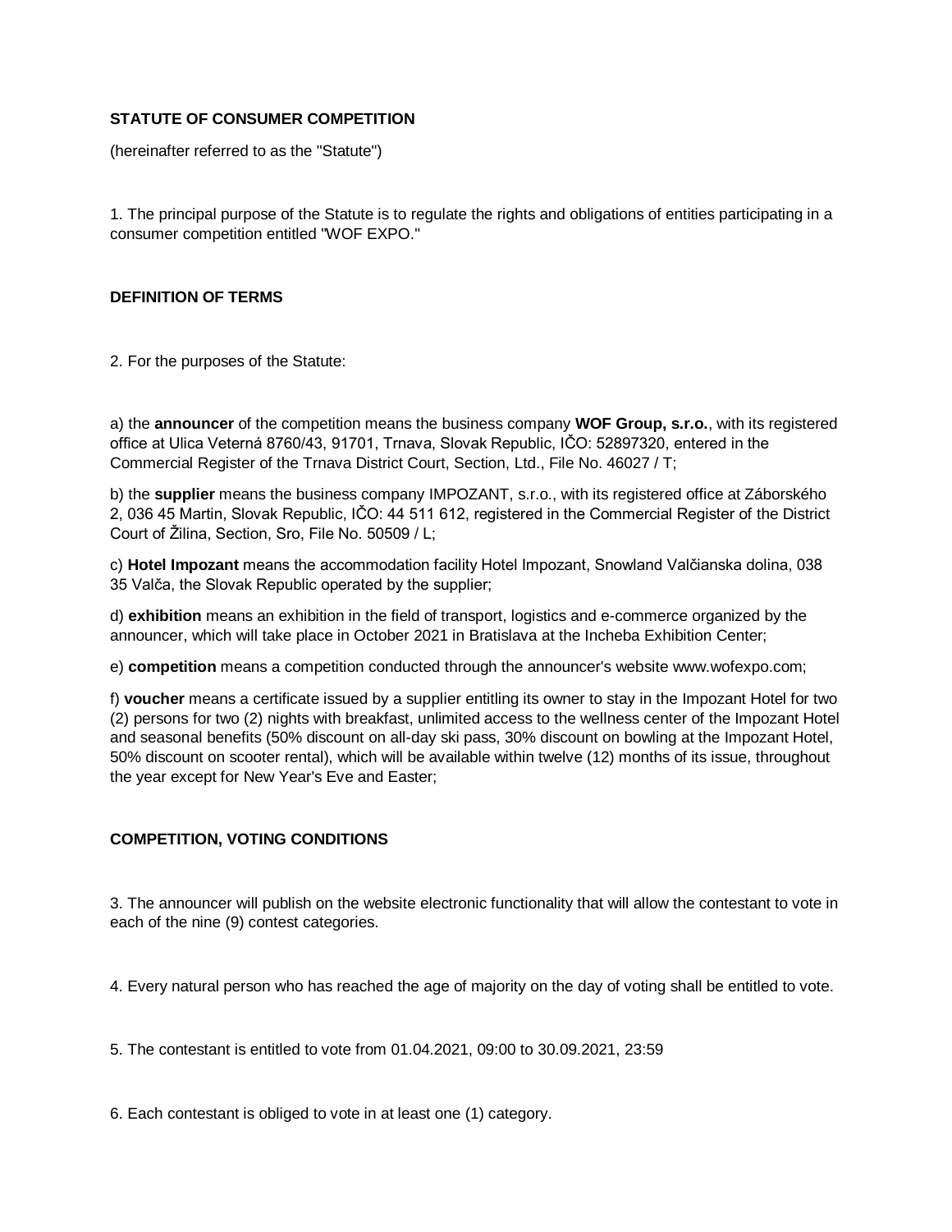**STATUTE OF CONSUMER COMPETITION**

(hereinafter referred to as the "Statute")

1. The principal purpose of the Statute is to regulate the rights and obligations of entities participating in a consumer competition entitled "WOF EXPO."

**DEFINITION OF TERMS**

2. For the purposes of the Statute:

a) the **announcer** of the competition means the business company **WOF Group, s.r.o.**, with its registered office at Ulica Veterná 8760/43, 91701, Trnava, Slovak Republic, IČO: 52897320, entered in the Commercial Register of the Trnava District Court, Section, Ltd., File No. 46027 / T;

b) the **supplier** means the business company IMPOZANT, s.r.o., with its registered office at Záborského 2, 036 45 Martin, Slovak Republic, IČO: 44 511 612, registered in the Commercial Register of the District Court of Žilina, Section, Sro, File No. 50509 / L;

c) **Hotel Impozant** means the accommodation facility Hotel Impozant, Snowland Valčianska dolina, 038 35 Valča, the Slovak Republic operated by the supplier;

d) **exhibition** means an exhibition in the field of transport, logistics and e-commerce organized by the announcer, which will take place in October 2021 in Bratislava at the Incheba Exhibition Center;

e) **competition** means a competition conducted through the announcer's website www.wofexpo.com;

f) **voucher** means a certificate issued by a supplier entitling its owner to stay in the Impozant Hotel for two (2) persons for two (2) nights with breakfast, unlimited access to the wellness center of the Impozant Hotel and seasonal benefits (50% discount on all-day ski pass, 30% discount on bowling at the Impozant Hotel, 50% discount on scooter rental), which will be available within twelve (12) months of its issue, throughout the year except for New Year's Eve and Easter;

**COMPETITION, VOTING CONDITIONS**

3. The announcer will publish on the website electronic functionality that will allow the contestant to vote in each of the nine (9) contest categories.

4. Every natural person who has reached the age of majority on the day of voting shall be entitled to vote.

5. The contestant is entitled to vote from 01.04.2021, 09:00 to 30.09.2021, 23:59

6. Each contestant is obliged to vote in at least one (1) category.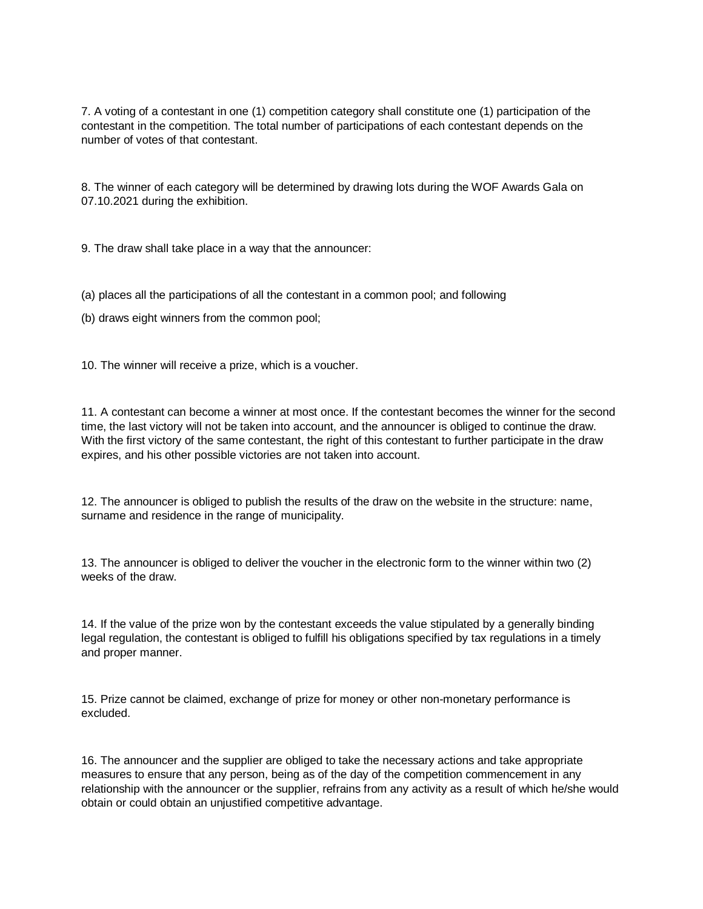7. A voting of a contestant in one (1) competition category shall constitute one (1) participation of the contestant in the competition. The total number of participations of each contestant depends on the number of votes of that contestant.

8. The winner of each category will be determined by drawing lots during the WOF Awards Gala on 07.10.2021 during the exhibition.

9. The draw shall take place in a way that the announcer:

(a) places all the participations of all the contestant in a common pool; and following

(b) draws eight winners from the common pool;

10. The winner will receive a prize, which is a voucher.

11. A contestant can become a winner at most once. If the contestant becomes the winner for the second time, the last victory will not be taken into account, and the announcer is obliged to continue the draw. With the first victory of the same contestant, the right of this contestant to further participate in the draw expires, and his other possible victories are not taken into account.

12. The announcer is obliged to publish the results of the draw on the website in the structure: name, surname and residence in the range of municipality.

13. The announcer is obliged to deliver the voucher in the electronic form to the winner within two (2) weeks of the draw.

14. If the value of the prize won by the contestant exceeds the value stipulated by a generally binding legal regulation, the contestant is obliged to fulfill his obligations specified by tax regulations in a timely and proper manner.

15. Prize cannot be claimed, exchange of prize for money or other non-monetary performance is excluded.

16. The announcer and the supplier are obliged to take the necessary actions and take appropriate measures to ensure that any person, being as of the day of the competition commencement in any relationship with the announcer or the supplier, refrains from any activity as a result of which he/she would obtain or could obtain an unjustified competitive advantage.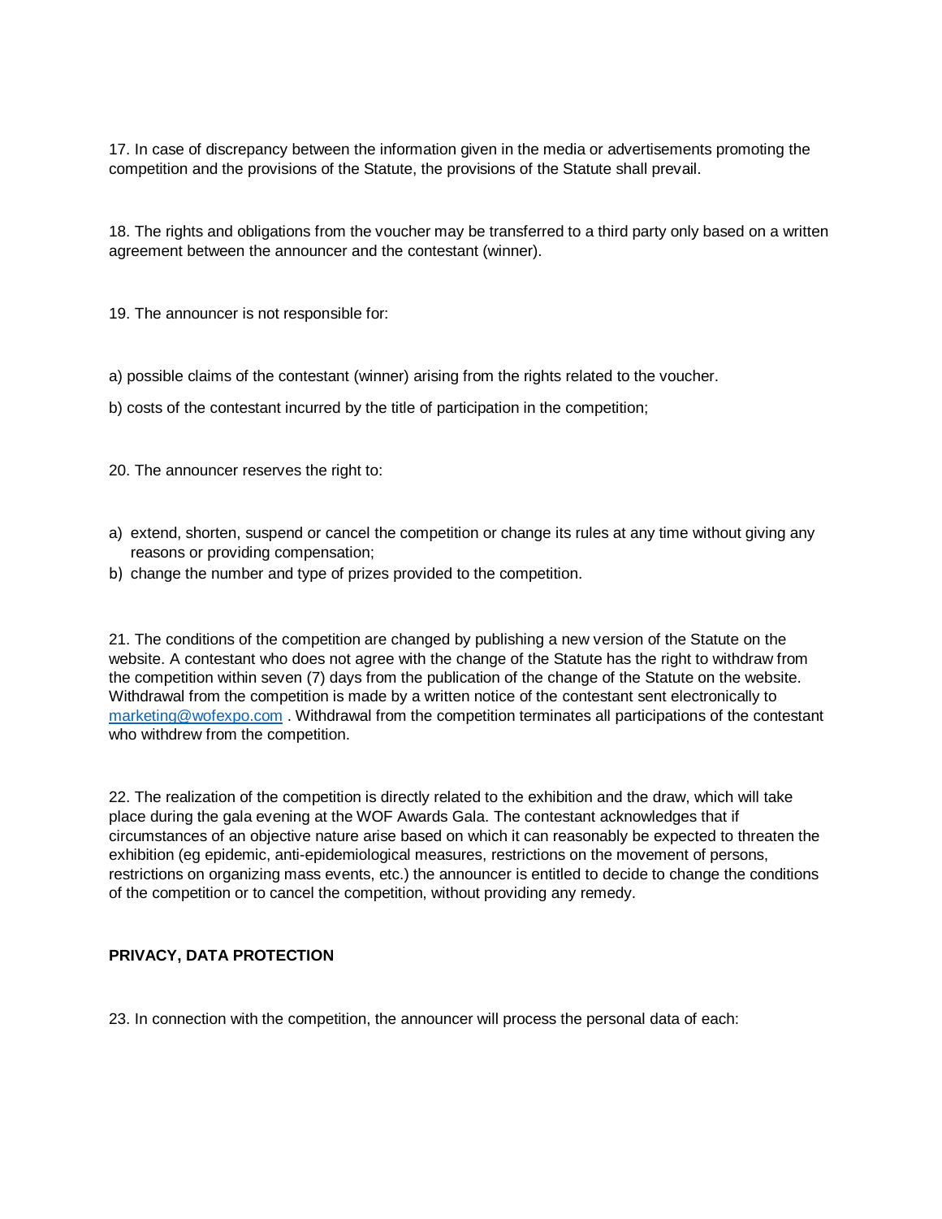17. In case of discrepancy between the information given in the media or advertisements promoting the competition and the provisions of the Statute, the provisions of the Statute shall prevail.

18. The rights and obligations from the voucher may be transferred to a third party only based on a written agreement between the announcer and the contestant (winner).

19. The announcer is not responsible for:

a) possible claims of the contestant (winner) arising from the rights related to the voucher.

b) costs of the contestant incurred by the title of participation in the competition;

20. The announcer reserves the right to:

a) extend, shorten, suspend or cancel the competition or change its rules at any time without giving any reasons or providing compensation;
b) change the number and type of prizes provided to the competition.

21. The conditions of the competition are changed by publishing a new version of the Statute on the website. A contestant who does not agree with the change of the Statute has the right to withdraw from the competition within seven (7) days from the publication of the change of the Statute on the website. Withdrawal from the competition is made by a written notice of the contestant sent electronically to marketing@wofexpo.com . Withdrawal from the competition terminates all participations of the contestant who withdrew from the competition.

22. The realization of the competition is directly related to the exhibition and the draw, which will take place during the gala evening at the WOF Awards Gala. The contestant acknowledges that if circumstances of an objective nature arise based on which it can reasonably be expected to threaten the exhibition (eg epidemic, anti-epidemiological measures, restrictions on the movement of persons, restrictions on organizing mass events, etc.) the announcer is entitled to decide to change the conditions of the competition or to cancel the competition, without providing any remedy.

**PRIVACY, DATA PROTECTION**

23. In connection with the competition, the announcer will process the personal data of each: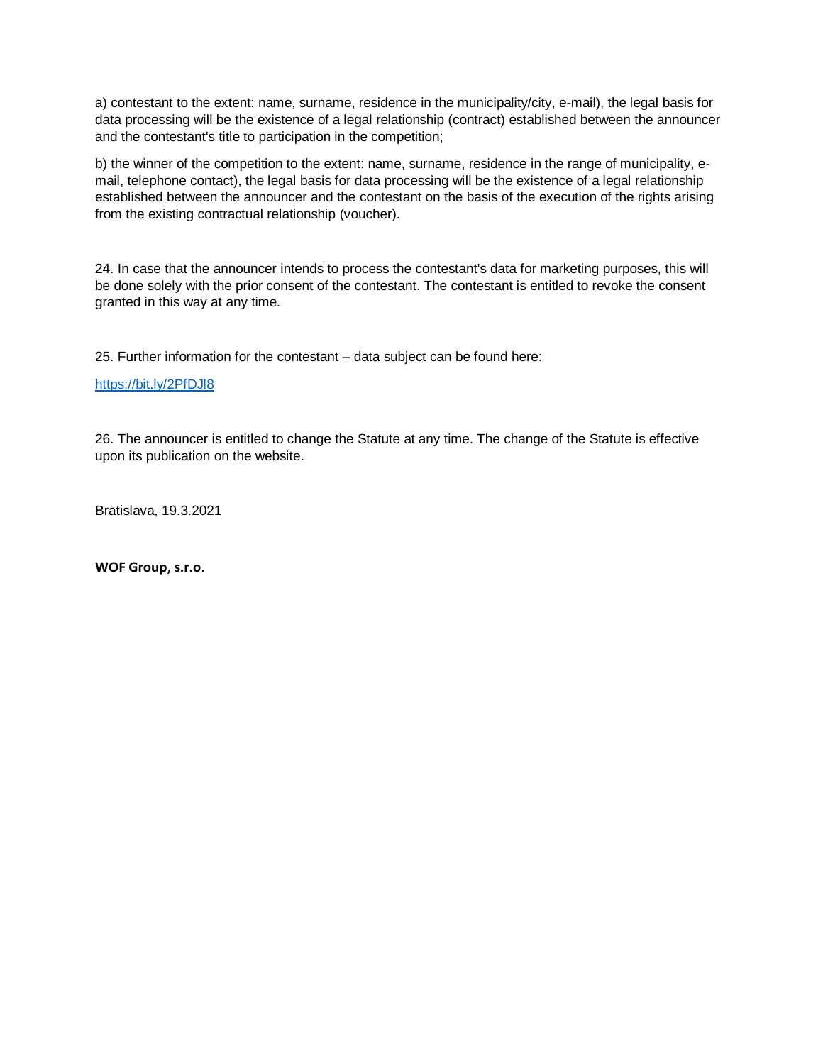a) contestant to the extent: name, surname, residence in the municipality/city, e-mail), the legal basis for data processing will be the existence of a legal relationship (contract) established between the announcer and the contestant's title to participation in the competition;

b) the winner of the competition to the extent: name, surname, residence in the range of municipality, e-mail, telephone contact), the legal basis for data processing will be the existence of a legal relationship established between the announcer and the contestant on the basis of the execution of the rights arising from the existing contractual relationship (voucher).

24. In case that the announcer intends to process the contestant's data for marketing purposes, this will be done solely with the prior consent of the contestant. The contestant is entitled to revoke the consent granted in this way at any time.

25. Further information for the contestant – data subject can be found here:

https://bit.ly/2PfDJl8

26. The announcer is entitled to change the Statute at any time. The change of the Statute is effective upon its publication on the website.

Bratislava, 19.3.2021

**WOF Group, s.r.o.**